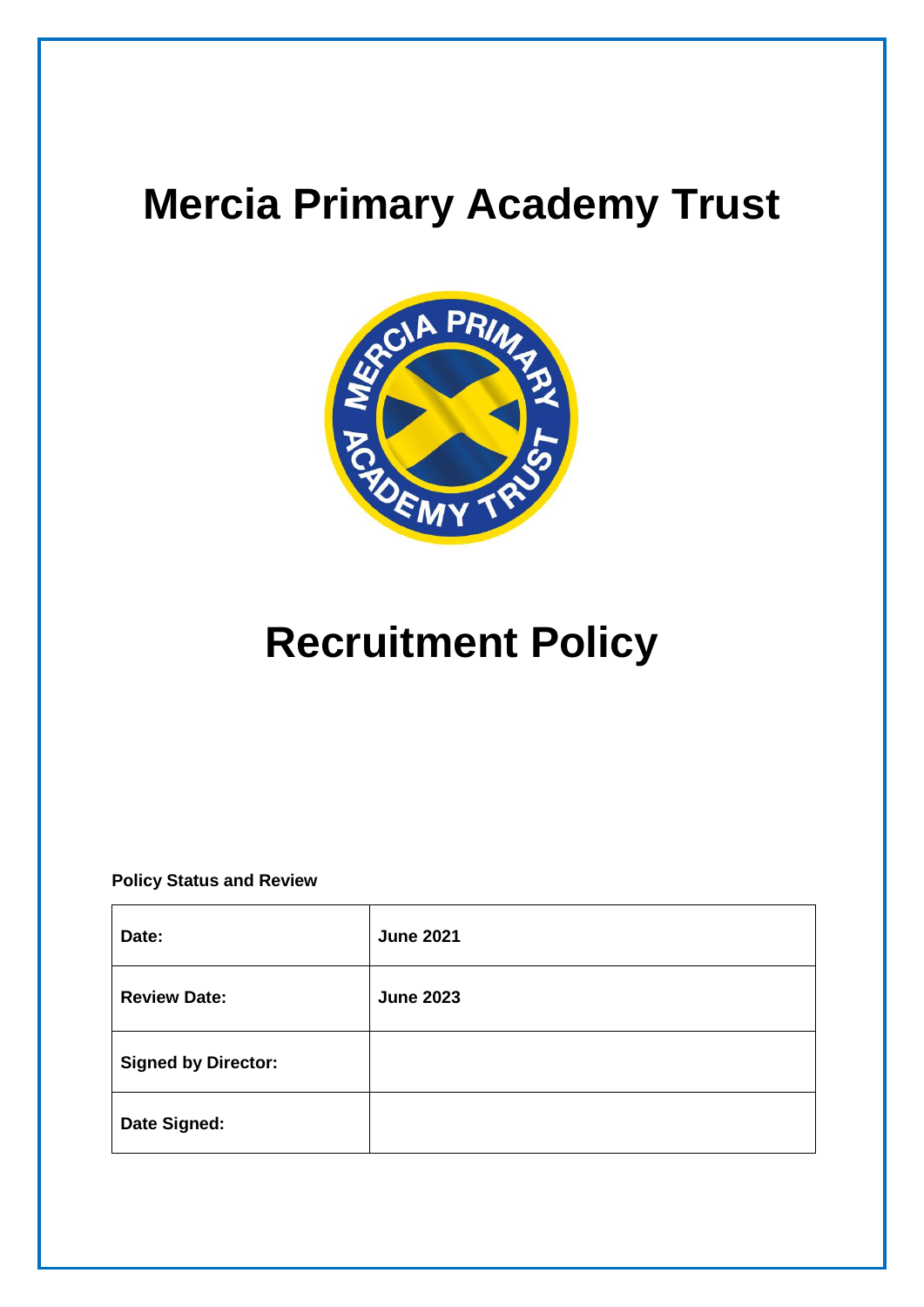# Mercia Primary Academy Trust

# Recruitment Policy

**Policy Status and Review**

| **Date:** | **June 2021** |
|---|---|
| **Review Date:** | **June 2023** |
| **Signed by Director:** | |
| **Date Signed:** | |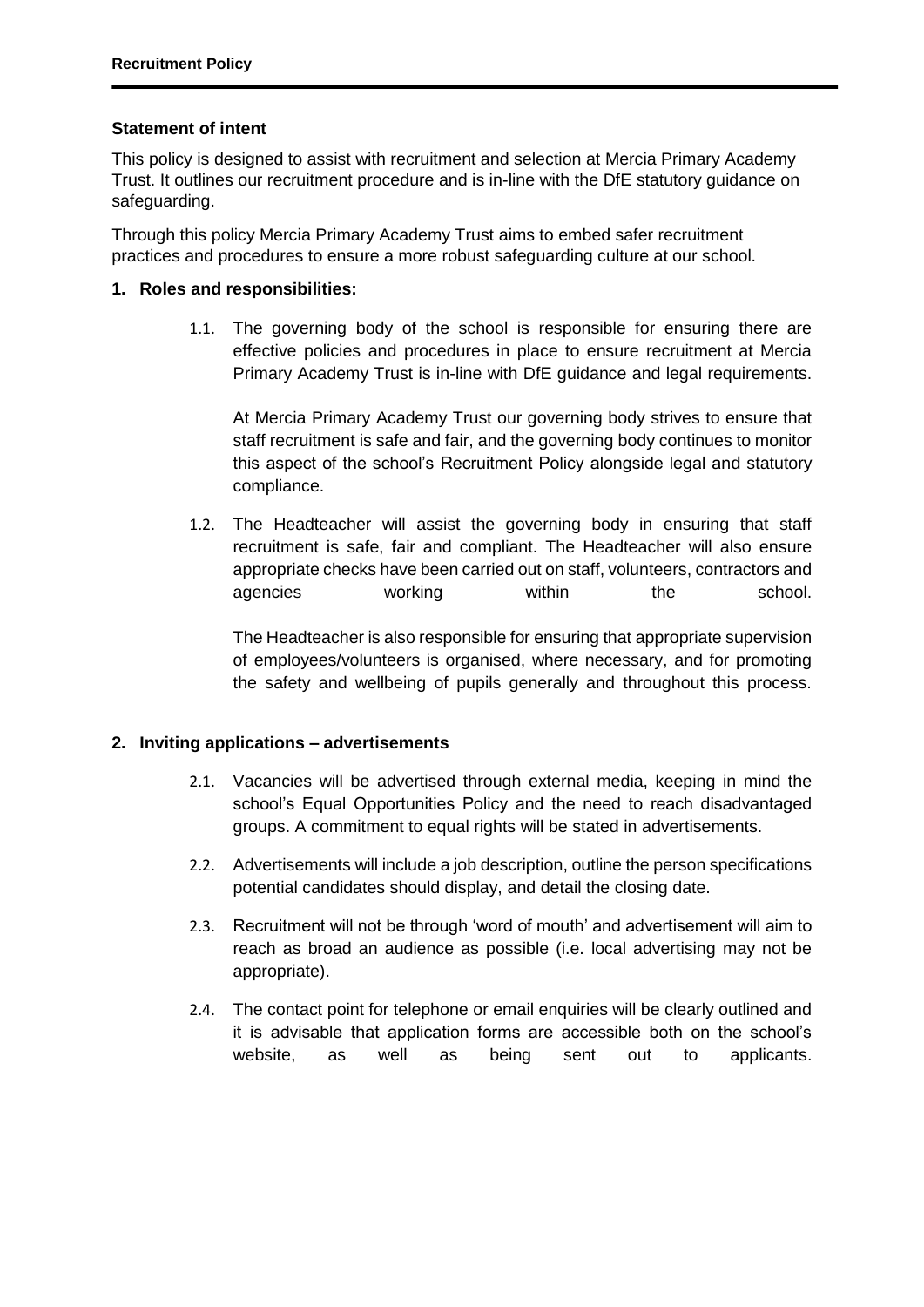### Statement of intent

This policy is designed to assist with recruitment and selection at Mercia Primary Academy Trust. It outlines our recruitment procedure and is in-line with the DfE statutory guidance on safeguarding.

Through this policy Mercia Primary Academy Trust aims to embed safer recruitment practices and procedures to ensure a more robust safeguarding culture at our school.

### 1. Roles and responsibilities:

1.1. The governing body of the school is responsible for ensuring there are effective policies and procedures in place to ensure recruitment at Mercia Primary Academy Trust is in-line with DfE guidance and legal requirements.

At Mercia Primary Academy Trust our governing body strives to ensure that staff recruitment is safe and fair, and the governing body continues to monitor this aspect of the school's Recruitment Policy alongside legal and statutory compliance.

1.2. The Headteacher will assist the governing body in ensuring that staff recruitment is safe, fair and compliant. The Headteacher will also ensure appropriate checks have been carried out on staff, volunteers, contractors and agencies working within the school.

The Headteacher is also responsible for ensuring that appropriate supervision of employees/volunteers is organised, where necessary, and for promoting the safety and wellbeing of pupils generally and throughout this process.

### 2. Inviting applications – advertisements

2.1. Vacancies will be advertised through external media, keeping in mind the school's Equal Opportunities Policy and the need to reach disadvantaged groups. A commitment to equal rights will be stated in advertisements.

2.2. Advertisements will include a job description, outline the person specifications potential candidates should display, and detail the closing date.

2.3. Recruitment will not be through 'word of mouth' and advertisement will aim to reach as broad an audience as possible (i.e. local advertising may not be appropriate).

2.4. The contact point for telephone or email enquiries will be clearly outlined and it is advisable that application forms are accessible both on the school's website, as well as being sent out to applicants.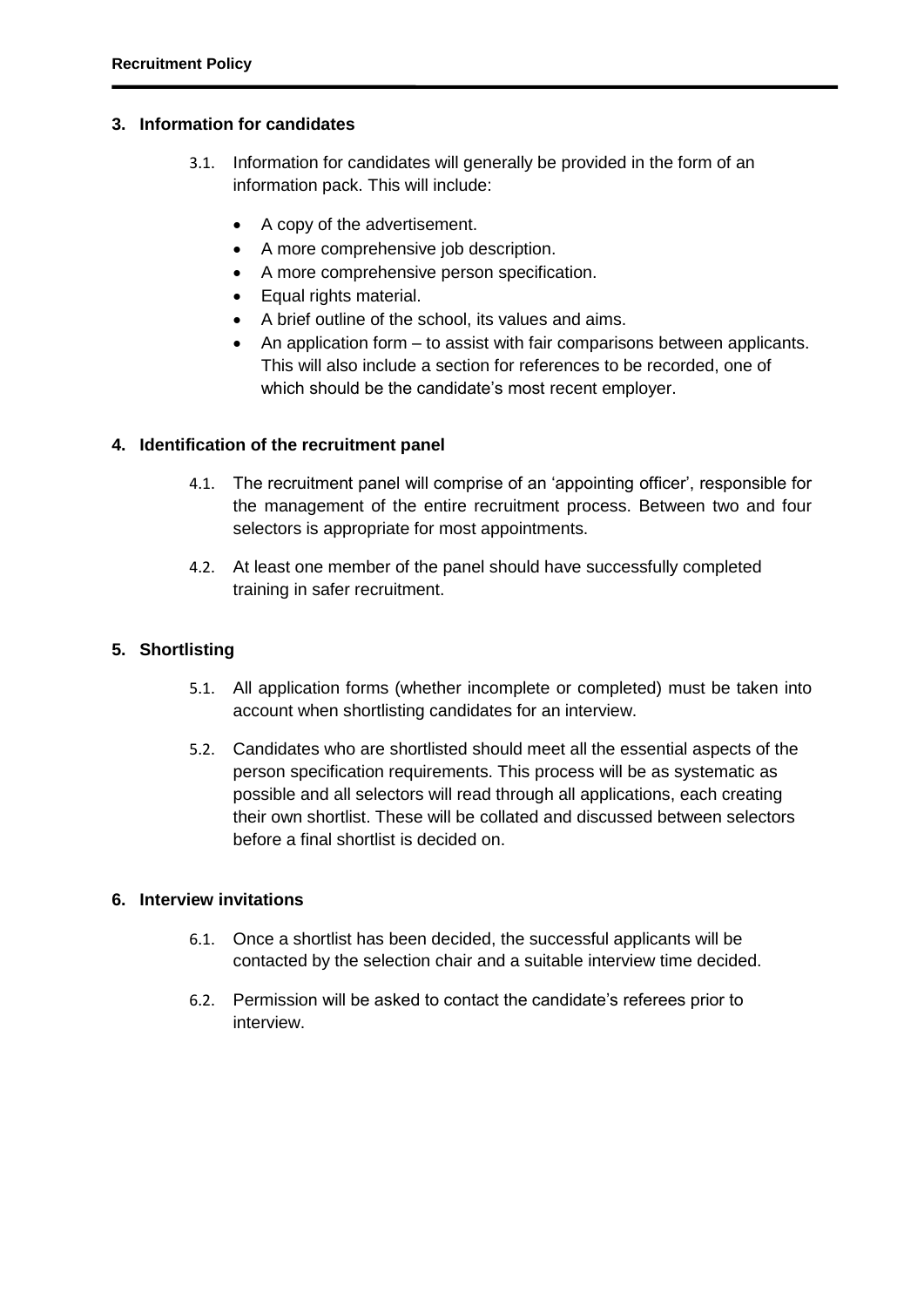## 3. Information for candidates

3.1. Information for candidates will generally be provided in the form of an information pack. This will include:

- A copy of the advertisement.
- A more comprehensive job description.
- A more comprehensive person specification.
- Equal rights material.
- A brief outline of the school, its values and aims.
- An application form – to assist with fair comparisons between applicants. This will also include a section for references to be recorded, one of which should be the candidate's most recent employer.

## 4. Identification of the recruitment panel

4.1. The recruitment panel will comprise of an 'appointing officer', responsible for the management of the entire recruitment process. Between two and four selectors is appropriate for most appointments.

4.2. At least one member of the panel should have successfully completed training in safer recruitment.

## 5. Shortlisting

5.1. All application forms (whether incomplete or completed) must be taken into account when shortlisting candidates for an interview.

5.2. Candidates who are shortlisted should meet all the essential aspects of the person specification requirements. This process will be as systematic as possible and all selectors will read through all applications, each creating their own shortlist. These will be collated and discussed between selectors before a final shortlist is decided on.

## 6. Interview invitations

6.1. Once a shortlist has been decided, the successful applicants will be contacted by the selection chair and a suitable interview time decided.

6.2. Permission will be asked to contact the candidate's referees prior to interview.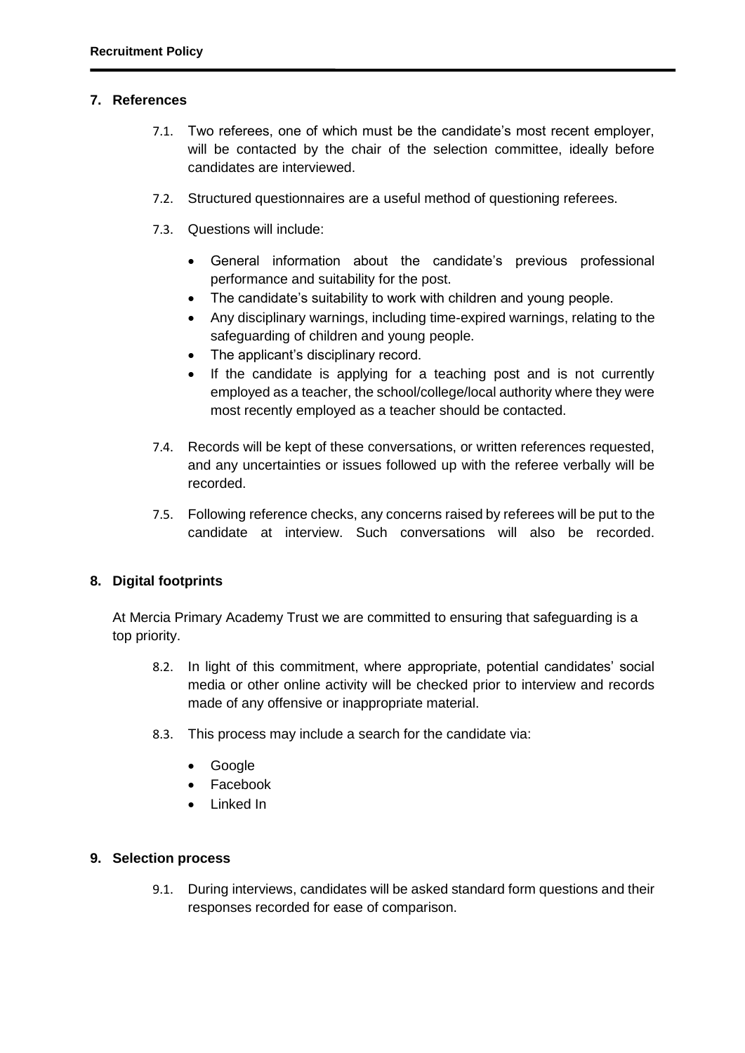## 7. References

7.1. Two referees, one of which must be the candidate's most recent employer, will be contacted by the chair of the selection committee, ideally before candidates are interviewed.

7.2. Structured questionnaires are a useful method of questioning referees.

7.3. Questions will include:

- General information about the candidate's previous professional performance and suitability for the post.
- The candidate's suitability to work with children and young people.
- Any disciplinary warnings, including time-expired warnings, relating to the safeguarding of children and young people.
- The applicant's disciplinary record.
- If the candidate is applying for a teaching post and is not currently employed as a teacher, the school/college/local authority where they were most recently employed as a teacher should be contacted.

7.4. Records will be kept of these conversations, or written references requested, and any uncertainties or issues followed up with the referee verbally will be recorded.

7.5. Following reference checks, any concerns raised by referees will be put to the candidate at interview. Such conversations will also be recorded.

## 8. Digital footprints

At Mercia Primary Academy Trust we are committed to ensuring that safeguarding is a top priority.

8.2. In light of this commitment, where appropriate, potential candidates' social media or other online activity will be checked prior to interview and records made of any offensive or inappropriate material.

8.3. This process may include a search for the candidate via:

- Google
- Facebook
- Linked In

## 9. Selection process

9.1. During interviews, candidates will be asked standard form questions and their responses recorded for ease of comparison.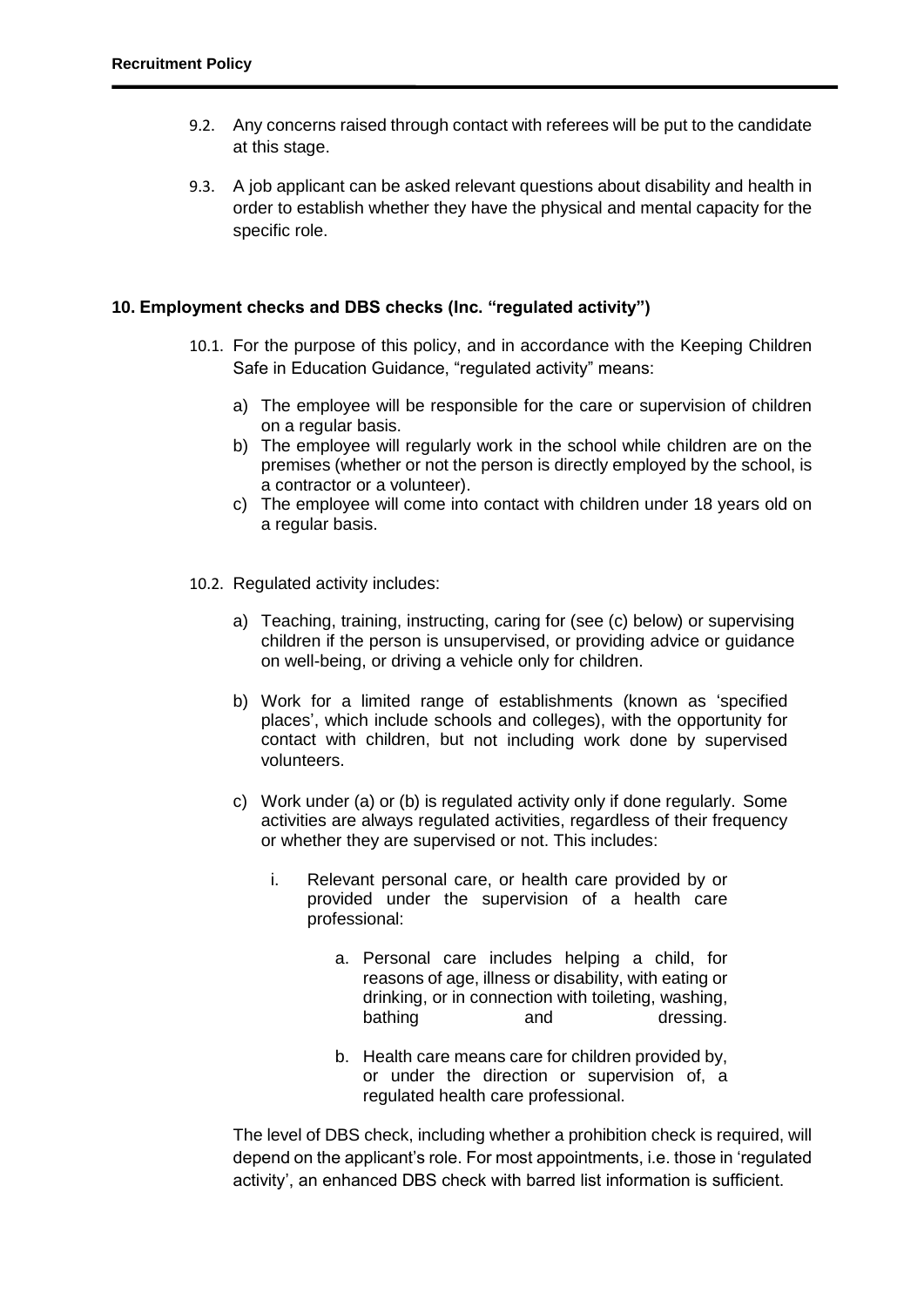9.2. Any concerns raised through contact with referees will be put to the candidate at this stage.

9.3. A job applicant can be asked relevant questions about disability and health in order to establish whether they have the physical and mental capacity for the specific role.

## 10. Employment checks and DBS checks (Inc. "regulated activity")

10.1. For the purpose of this policy, and in accordance with the Keeping Children Safe in Education Guidance, "regulated activity" means:

a) The employee will be responsible for the care or supervision of children on a regular basis.
b) The employee will regularly work in the school while children are on the premises (whether or not the person is directly employed by the school, is a contractor or a volunteer).
c) The employee will come into contact with children under 18 years old on a regular basis.

10.2. Regulated activity includes:

a) Teaching, training, instructing, caring for (see (c) below) or supervising children if the person is unsupervised, or providing advice or guidance on well-being, or driving a vehicle only for children.

b) Work for a limited range of establishments (known as 'specified places', which include schools and colleges), with the opportunity for contact with children, but not including work done by supervised volunteers.

c) Work under (a) or (b) is regulated activity only if done regularly. Some activities are always regulated activities, regardless of their frequency or whether they are supervised or not. This includes:

   i. Relevant personal care, or health care provided by or provided under the supervision of a health care professional:

      a. Personal care includes helping a child, for reasons of age, illness or disability, with eating or drinking, or in connection with toileting, washing, bathing and dressing.

      b. Health care means care for children provided by, or under the direction or supervision of, a regulated health care professional.

The level of DBS check, including whether a prohibition check is required, will depend on the applicant's role. For most appointments, i.e. those in 'regulated activity', an enhanced DBS check with barred list information is sufficient.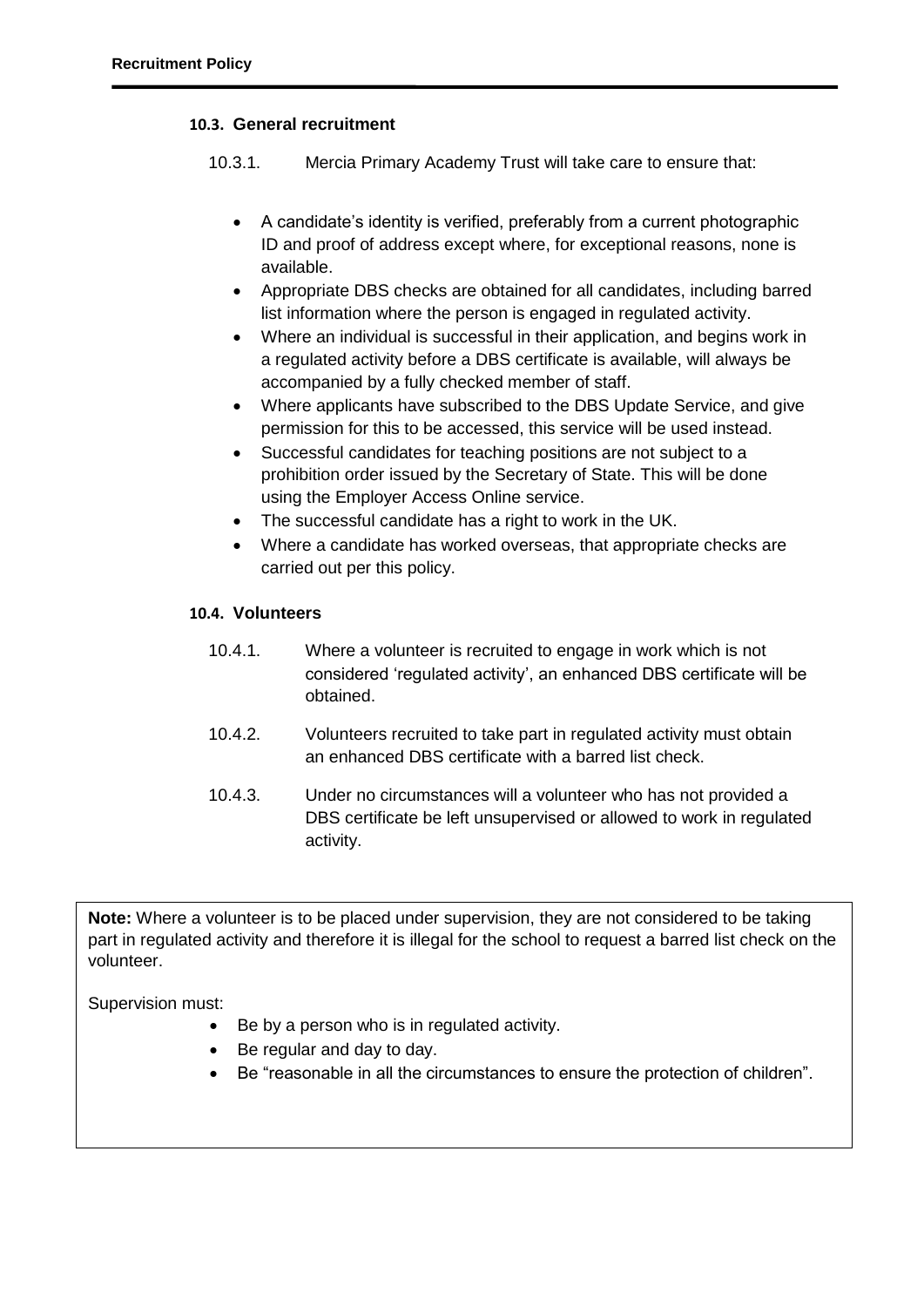### 10.3. General recruitment

10.3.1. Mercia Primary Academy Trust will take care to ensure that:

- A candidate's identity is verified, preferably from a current photographic ID and proof of address except where, for exceptional reasons, none is available.
- Appropriate DBS checks are obtained for all candidates, including barred list information where the person is engaged in regulated activity.
- Where an individual is successful in their application, and begins work in a regulated activity before a DBS certificate is available, will always be accompanied by a fully checked member of staff.
- Where applicants have subscribed to the DBS Update Service, and give permission for this to be accessed, this service will be used instead.
- Successful candidates for teaching positions are not subject to a prohibition order issued by the Secretary of State. This will be done using the Employer Access Online service.
- The successful candidate has a right to work in the UK.
- Where a candidate has worked overseas, that appropriate checks are carried out per this policy.

### 10.4. Volunteers

10.4.1. Where a volunteer is recruited to engage in work which is not considered 'regulated activity', an enhanced DBS certificate will be obtained.

10.4.2. Volunteers recruited to take part in regulated activity must obtain an enhanced DBS certificate with a barred list check.

10.4.3. Under no circumstances will a volunteer who has not provided a DBS certificate be left unsupervised or allowed to work in regulated activity.

**Note:** Where a volunteer is to be placed under supervision, they are not considered to be taking part in regulated activity and therefore it is illegal for the school to request a barred list check on the volunteer.

Supervision must:

- Be by a person who is in regulated activity.
- Be regular and day to day.
- Be "reasonable in all the circumstances to ensure the protection of children".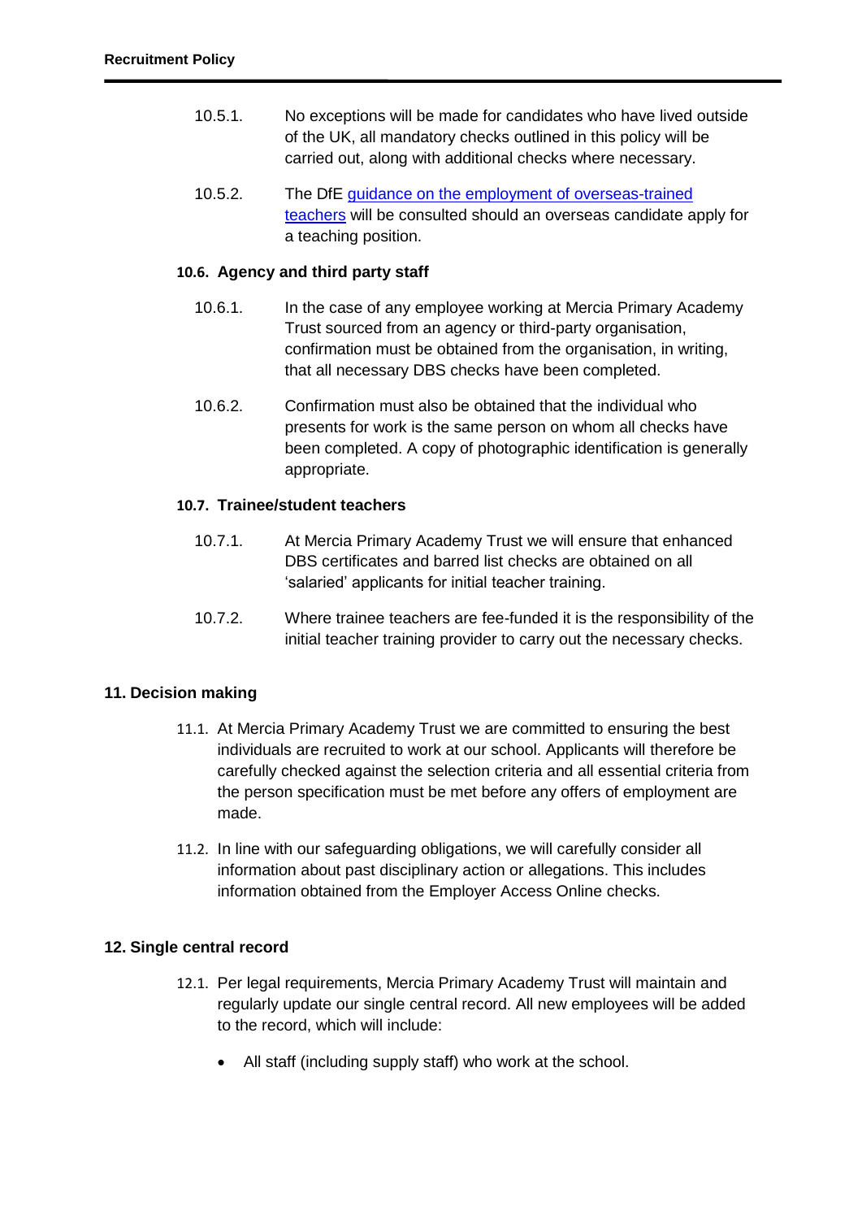10.5.1. No exceptions will be made for candidates who have lived outside of the UK, all mandatory checks outlined in this policy will be carried out, along with additional checks where necessary.

10.5.2. The DfE guidance on the employment of overseas-trained teachers will be consulted should an overseas candidate apply for a teaching position.

### 10.6. Agency and third party staff

10.6.1. In the case of any employee working at Mercia Primary Academy Trust sourced from an agency or third-party organisation, confirmation must be obtained from the organisation, in writing, that all necessary DBS checks have been completed.

10.6.2. Confirmation must also be obtained that the individual who presents for work is the same person on whom all checks have been completed. A copy of photographic identification is generally appropriate.

### 10.7. Trainee/student teachers

10.7.1. At Mercia Primary Academy Trust we will ensure that enhanced DBS certificates and barred list checks are obtained on all 'salaried' applicants for initial teacher training.

10.7.2. Where trainee teachers are fee-funded it is the responsibility of the initial teacher training provider to carry out the necessary checks.

## 11. Decision making

11.1. At Mercia Primary Academy Trust we are committed to ensuring the best individuals are recruited to work at our school. Applicants will therefore be carefully checked against the selection criteria and all essential criteria from the person specification must be met before any offers of employment are made.

11.2. In line with our safeguarding obligations, we will carefully consider all information about past disciplinary action or allegations. This includes information obtained from the Employer Access Online checks.

## 12. Single central record

12.1. Per legal requirements, Mercia Primary Academy Trust will maintain and regularly update our single central record. All new employees will be added to the record, which will include:

- All staff (including supply staff) who work at the school.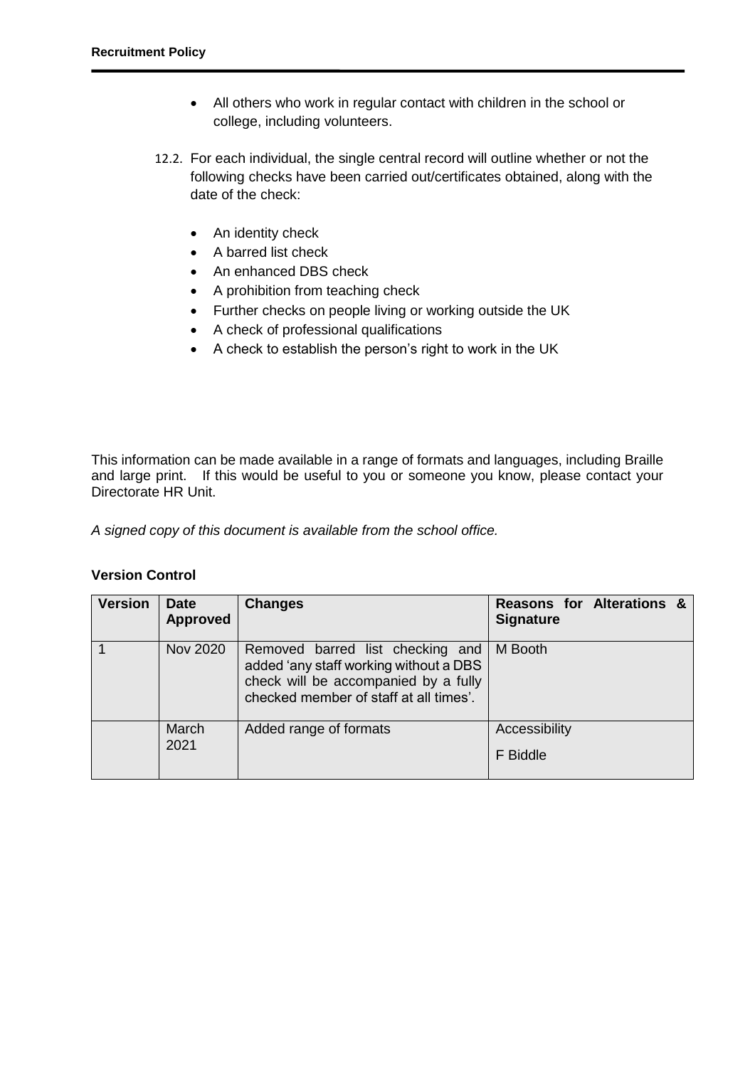- All others who work in regular contact with children in the school or college, including volunteers.

12.2. For each individual, the single central record will outline whether or not the following checks have been carried out/certificates obtained, along with the date of the check:

- An identity check
- A barred list check
- An enhanced DBS check
- A prohibition from teaching check
- Further checks on people living or working outside the UK
- A check of professional qualifications
- A check to establish the person's right to work in the UK

This information can be made available in a range of formats and languages, including Braille and large print. If this would be useful to you or someone you know, please contact your Directorate HR Unit.

*A signed copy of this document is available from the school office.*

**Version Control**

| Version | Date Approved | Changes | Reasons for Alterations & Signature |
|---|---|---|---|
| 1 | Nov 2020 | Removed barred list checking and added 'any staff working without a DBS check will be accompanied by a fully checked member of staff at all times'. | M Booth |
| | March 2021 | Added range of formats | Accessibility<br>F Biddle |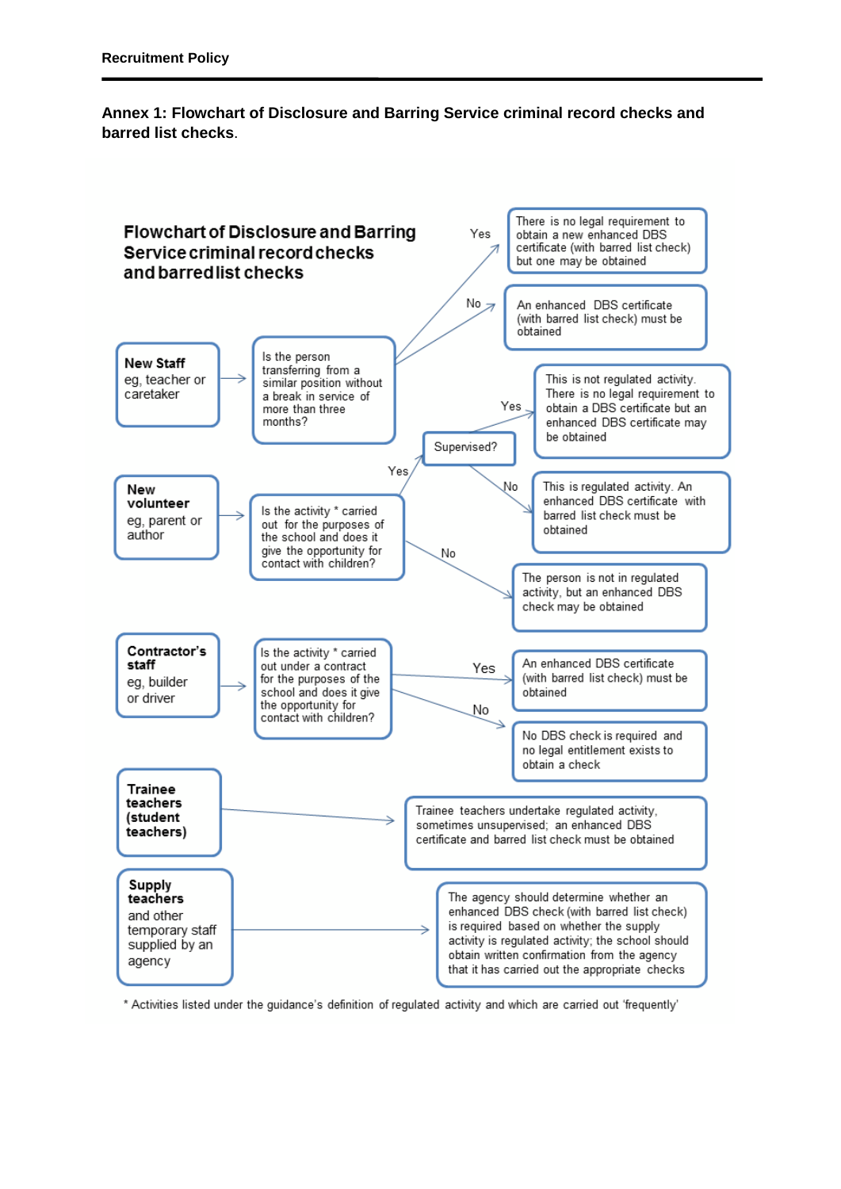## Annex 1: Flowchart of Disclosure and Barring Service criminal record checks and barred list checks.

**Flowchart of Disclosure and Barring Service criminal record checks and barred list checks**

**New Staff** eg, teacher or caretaker

Is the person transferring from a similar position without a break in service of more than three months?

Yes

There is no legal requirement to obtain a new enhanced DBS certificate (with barred list check) but one may be obtained

No

An enhanced DBS certificate (with barred list check) must be obtained

**New volunteer** eg, parent or author

Is the activity * carried out for the purposes of the school and does it give the opportunity for contact with children?

Yes

Supervised?

Yes

This is not regulated activity. There is no legal requirement to obtain a DBS certificate but an enhanced DBS certificate may be obtained

No

This is regulated activity. An enhanced DBS certificate with barred list check must be obtained

No

The person is not in regulated activity, but an enhanced DBS check may be obtained

**Contractor's staff** eg, builder or driver

Is the activity * carried out under a contract for the purposes of the school and does it give the opportunity for contact with children?

Yes

An enhanced DBS certificate (with barred list check) must be obtained

No

No DBS check is required and no legal entitlement exists to obtain a check

**Trainee teachers (student teachers)**

Trainee teachers undertake regulated activity, sometimes unsupervised; an enhanced DBS certificate and barred list check must be obtained

**Supply teachers** and other temporary staff supplied by an agency

The agency should determine whether an enhanced DBS check (with barred list check) is required based on whether the supply activity is regulated activity; the school should obtain written confirmation from the agency that it has carried out the appropriate checks

* Activities listed under the guidance's definition of regulated activity and which are carried out 'frequently'